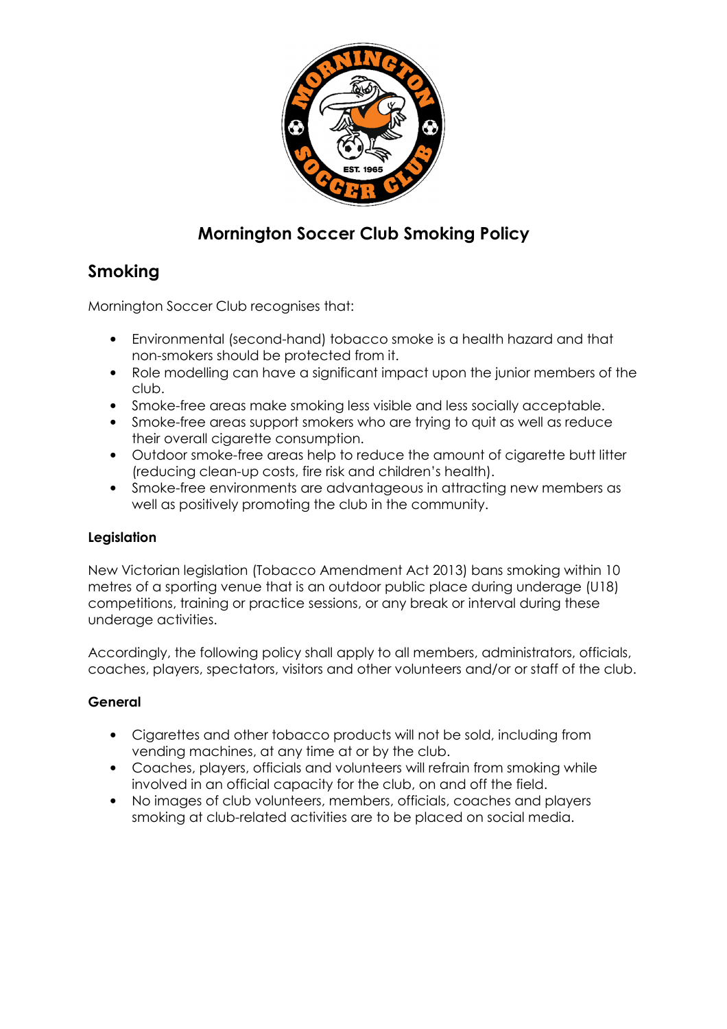# Mornington Soccer Club Smoking Policy

## Smoking

Mornington Soccer Club recognises that:

- Environmental (second-hand) tobacco smoke is a health hazard and that non-smokers should be protected from it.
- Role modelling can have a significant impact upon the junior members of the club.
- Smoke-free areas make smoking less visible and less socially acceptable.
- Smoke-free areas support smokers who are trying to quit as well as reduce their overall cigarette consumption.
- Outdoor smoke-free areas help to reduce the amount of cigarette butt litter (reducing clean-up costs, fire risk and children's health).
- Smoke-free environments are advantageous in attracting new members as well as positively promoting the club in the community.

### Legislation

New Victorian legislation (Tobacco Amendment Act 2013) bans smoking within 10 metres of a sporting venue that is an outdoor public place during underage (U18) competitions, training or practice sessions, or any break or interval during these underage activities.

Accordingly, the following policy shall apply to all members, administrators, officials, coaches, players, spectators, visitors and other volunteers and/or or staff of the club.

### General

- Cigarettes and other tobacco products will not be sold, including from vending machines, at any time at or by the club.
- Coaches, players, officials and volunteers will refrain from smoking while involved in an official capacity for the club, on and off the field.
- No images of club volunteers, members, officials, coaches and players smoking at club-related activities are to be placed on social media.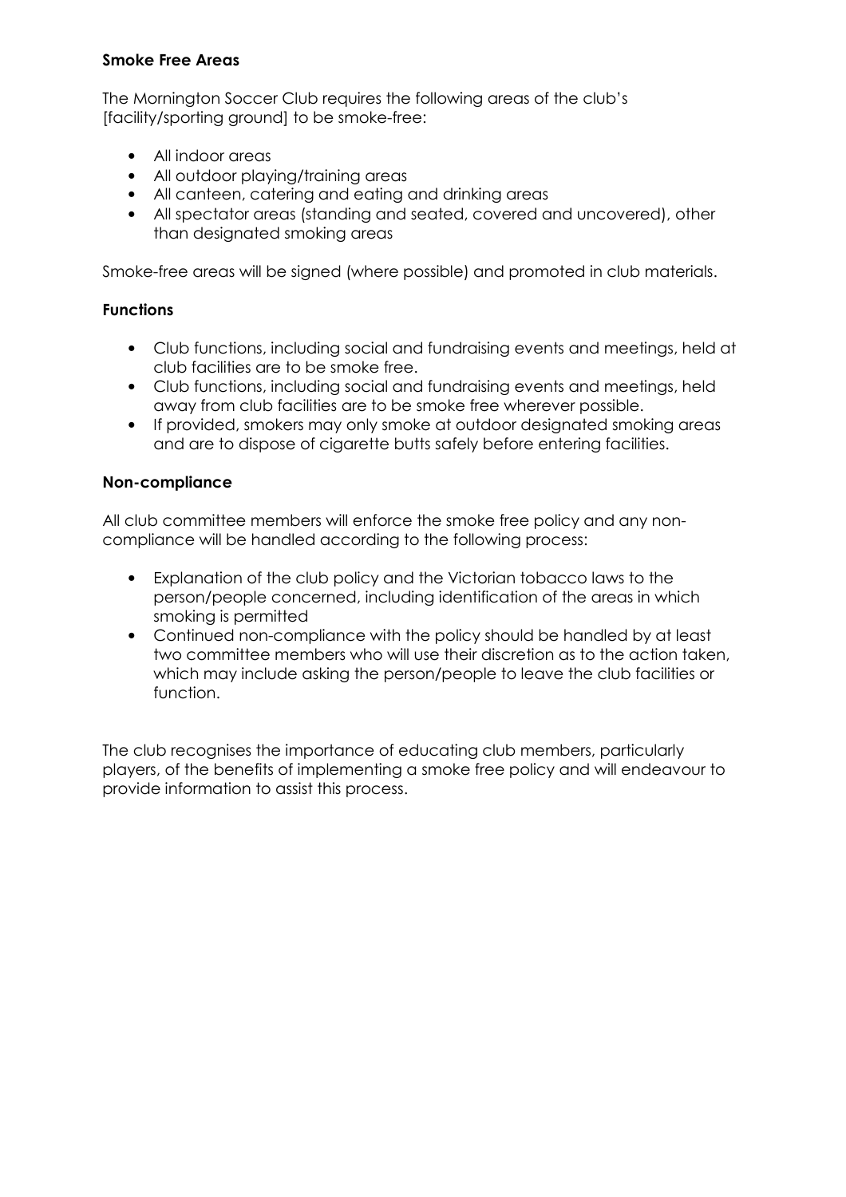**Smoke Free Areas**

The Mornington Soccer Club requires the following areas of the club's [facility/sporting ground] to be smoke-free:

- All indoor areas
- All outdoor playing/training areas
- All canteen, catering and eating and drinking areas
- All spectator areas (standing and seated, covered and uncovered), other than designated smoking areas

Smoke-free areas will be signed (where possible) and promoted in club materials.

**Functions**

- Club functions, including social and fundraising events and meetings, held at club facilities are to be smoke free.
- Club functions, including social and fundraising events and meetings, held away from club facilities are to be smoke free wherever possible.
- If provided, smokers may only smoke at outdoor designated smoking areas and are to dispose of cigarette butts safely before entering facilities.

**Non-compliance**

All club committee members will enforce the smoke free policy and any non-compliance will be handled according to the following process:

- Explanation of the club policy and the Victorian tobacco laws to the person/people concerned, including identification of the areas in which smoking is permitted
- Continued non-compliance with the policy should be handled by at least two committee members who will use their discretion as to the action taken, which may include asking the person/people to leave the club facilities or function.

The club recognises the importance of educating club members, particularly players, of the benefits of implementing a smoke free policy and will endeavour to provide information to assist this process.